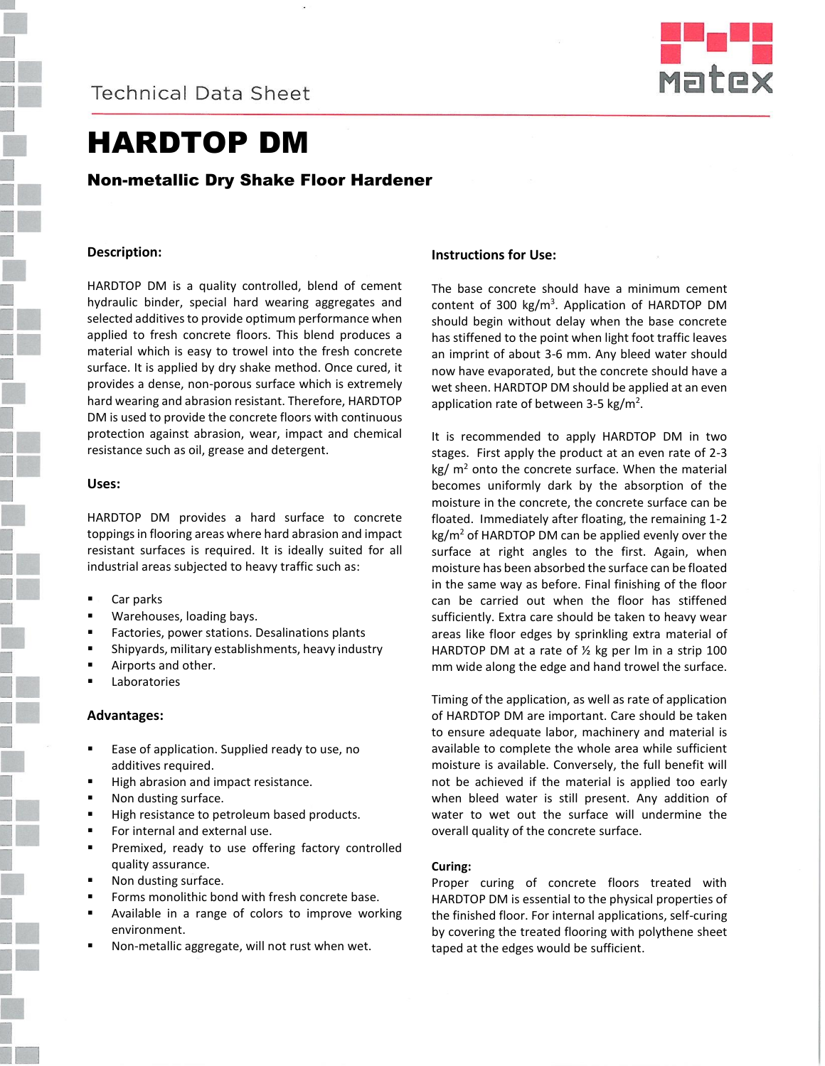Technical Data Sheet

# HARDTOP DM

## Non-metallic Dry Shake Floor Hardener

### Description:

HARDTOP DM is a quality controlled, blend of cement hydraulic binder, special hard wearing aggregates and selected additives to provide optimum performance when applied to fresh concrete floors. This blend produces a material which is easy to trowel into the fresh concrete surface. It is applied by dry shake method. Once cured, it provides a dense, non-porous surface which is extremely hard wearing and abrasion resistant. Therefore, HARDTOP DM is used to provide the concrete floors with continuous protection against abrasion, wear, impact and chemical resistance such as oil, grease and detergent.

### Uses:

HARDTOP DM provides a hard surface to concrete toppings in flooring areas where hard abrasion and impact resistant surfaces is required. It is ideally suited for all industrial areas subjected to heavy traffic such as:

- Car parks
- Warehouses, loading bays.
- Factories, power stations. Desalinations plants
- Shipyards, military establishments, heavy industry
- Airports and other.
- Laboratories

### Advantages:

- Ease of application. Supplied ready to use, no additives required.
- High abrasion and impact resistance.
- Non dusting surface.
- High resistance to petroleum based products.
- For internal and external use.
- Premixed, ready to use offering factory controlled quality assurance.
- Non dusting surface.
- Forms monolithic bond with fresh concrete base.
- Available in a range of colors to improve working environment.
- Non-metallic aggregate, will not rust when wet.

### Instructions for Use:

The base concrete should have a minimum cement content of 300 kg/m$^3$. Application of HARDTOP DM should begin without delay when the base concrete has stiffened to the point when light foot traffic leaves an imprint of about 3-6 mm. Any bleed water should now have evaporated, but the concrete should have a wet sheen. HARDTOP DM should be applied at an even application rate of between 3-5 kg/m$^2$.

It is recommended to apply HARDTOP DM in two stages. First apply the product at an even rate of 2-3 kg/ m$^2$ onto the concrete surface. When the material becomes uniformly dark by the absorption of the moisture in the concrete, the concrete surface can be floated. Immediately after floating, the remaining 1-2 kg/m$^2$ of HARDTOP DM can be applied evenly over the surface at right angles to the first. Again, when moisture has been absorbed the surface can be floated in the same way as before. Final finishing of the floor can be carried out when the floor has stiffened sufficiently. Extra care should be taken to heavy wear areas like floor edges by sprinkling extra material of HARDTOP DM at a rate of ½ kg per lm in a strip 100 mm wide along the edge and hand trowel the surface.

Timing of the application, as well as rate of application of HARDTOP DM are important. Care should be taken to ensure adequate labor, machinery and material is available to complete the whole area while sufficient moisture is available. Conversely, the full benefit will not be achieved if the material is applied too early when bleed water is still present. Any addition of water to wet out the surface will undermine the overall quality of the concrete surface.

**Curing:**

Proper curing of concrete floors treated with HARDTOP DM is essential to the physical properties of the finished floor. For internal applications, self-curing by covering the treated flooring with polythene sheet taped at the edges would be sufficient.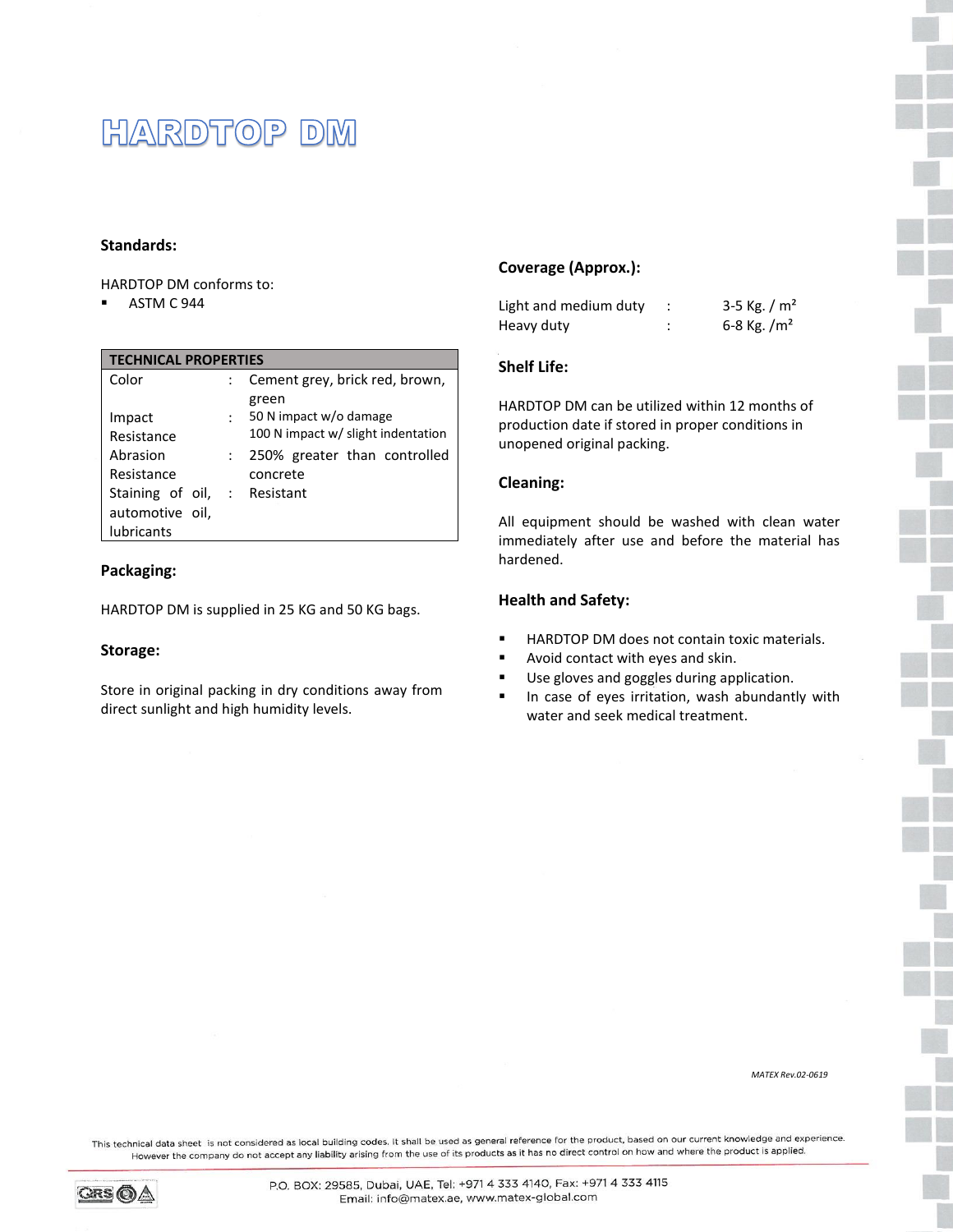# HARDTOP DM

## Standards:

HARDTOP DM conforms to:

- ASTM C 944

| TECHNICAL PROPERTIES | | |
|---|---|---|
| Color | : | Cement grey, brick red, brown, green |
| Impact Resistance | : | 50 N impact w/o damage<br>100 N impact w/ slight indentation |
| Abrasion Resistance | : | 250% greater than controlled concrete |
| Staining of oil, automotive oil, lubricants | : | Resistant |

## Packaging:

HARDTOP DM is supplied in 25 KG and 50 KG bags.

## Storage:

Store in original packing in dry conditions away from direct sunlight and high humidity levels.

## Coverage (Approx.):

| | | |
|---|---|---|
| Light and medium duty | : | 3-5 Kg. / m² |
| Heavy duty | : | 6-8 Kg. /m² |

## Shelf Life:

HARDTOP DM can be utilized within 12 months of production date if stored in proper conditions in unopened original packing.

## Cleaning:

All equipment should be washed with clean water immediately after use and before the material has hardened.

## Health and Safety:

- HARDTOP DM does not contain toxic materials.
- Avoid contact with eyes and skin.
- Use gloves and goggles during application.
- In case of eyes irritation, wash abundantly with water and seek medical treatment.

*MATEX Rev.02-0619*

This technical data sheet is not considered as local building codes. It shall be used as general reference for the product, based on our current knowledge and experience. However the company do not accept any liability arising from the use of its products as it has no direct control on how and where the product is applied.

P.O. BOX: 29585, Dubai, UAE, Tel: +971 4 333 4140, Fax: +971 4 333 4115
Email: info@matex.ae, www.matex-global.com